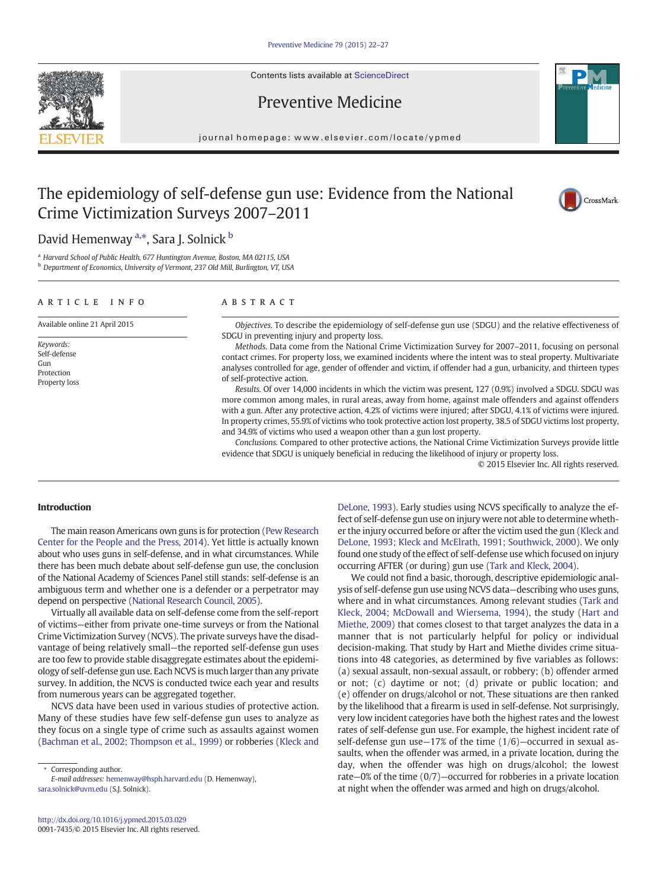# The epidemiology of self-defense gun use: Evidence from the National Crime Victimization Surveys 2007–2011

David Hemenway [a,*], Sara J. Solnick [b]

[a] Harvard School of Public Health, 677 Huntington Avenue, Boston, MA 02115, USA
[b] Department of Economics, University of Vermont, 237 Old Mill, Burlington, VT, USA

## ARTICLE INFO

Available online 21 April 2015

*Keywords:*
Self-defense
Gun
Protection
Property loss

## ABSTRACT

*Objectives.* To describe the epidemiology of self-defense gun use (SDGU) and the relative effectiveness of SDGU in preventing injury and property loss.

*Methods.* Data come from the National Crime Victimization Survey for 2007–2011, focusing on personal contact crimes. For property loss, we examined incidents where the intent was to steal property. Multivariate analyses controlled for age, gender of offender and victim, if offender had a gun, urbanicity, and thirteen types of self-protective action.

*Results.* Of over 14,000 incidents in which the victim was present, 127 (0.9%) involved a SDGU. SDGU was more common among males, in rural areas, away from home, against male offenders and against offenders with a gun. After any protective action, 4.2% of victims were injured; after SDGU, 4.1% of victims were injured. In property crimes, 55.9% of victims who took protective action lost property, 38.5 of SDGU victims lost property, and 34.9% of victims who used a weapon other than a gun lost property.

*Conclusions.* Compared to other protective actions, the National Crime Victimization Surveys provide little evidence that SDGU is uniquely beneficial in reducing the likelihood of injury or property loss.

© 2015 Elsevier Inc. All rights reserved.

## Introduction

The main reason Americans own guns is for protection (Pew Research Center for the People and the Press, 2014). Yet little is actually known about who uses guns in self-defense, and in what circumstances. While there has been much debate about self-defense gun use, the conclusion of the National Academy of Sciences Panel still stands: self-defense is an ambiguous term and whether one is a defender or a perpetrator may depend on perspective (National Research Council, 2005).

Virtually all available data on self-defense come from the self-report of victims—either from private one-time surveys or from the National Crime Victimization Survey (NCVS). The private surveys have the disadvantage of being relatively small—the reported self-defense gun uses are too few to provide stable disaggregate estimates about the epidemiology of self-defense gun use. Each NCVS is much larger than any private survey. In addition, the NCVS is conducted twice each year and results from numerous years can be aggregated together.

NCVS data have been used in various studies of protective action. Many of these studies have few self-defense gun uses to analyze as they focus on a single type of crime such as assaults against women (Bachman et al., 2002; Thompson et al., 1999) or robberies (Kleck and DeLone, 1993). Early studies using NCVS specifically to analyze the effect of self-defense gun use on injury were not able to determine whether the injury occurred before or after the victim used the gun (Kleck and DeLone, 1993; Kleck and McElrath, 1991; Southwick, 2000). We only found one study of the effect of self-defense use which focused on injury occurring AFTER (or during) gun use (Tark and Kleck, 2004).

We could not find a basic, thorough, descriptive epidemiologic analysis of self-defense gun use using NCVS data—describing who uses guns, where and in what circumstances. Among relevant studies (Tark and Kleck, 2004; McDowall and Wiersema, 1994), the study (Hart and Miethe, 2009) that comes closest to that target analyzes the data in a manner that is not particularly helpful for policy or individual decision-making. That study by Hart and Miethe divides crime situations into 48 categories, as determined by five variables as follows: (a) sexual assault, non-sexual assault, or robbery; (b) offender armed or not; (c) daytime or not; (d) private or public location; and (e) offender on drugs/alcohol or not. These situations are then ranked by the likelihood that a firearm is used in self-defense. Not surprisingly, very low incident categories have both the highest rates and the lowest rates of self-defense gun use. For example, the highest incident rate of self-defense gun use—17% of the time (1/6)—occurred in sexual assaults, when the offender was armed, in a private location, during the day, when the offender was high on drugs/alcohol; the lowest rate—0% of the time (0/7)—occurred for robberies in a private location at night when the offender was armed and high on drugs/alcohol.

---

* Corresponding author.
*E-mail addresses:* hemenway@hsph.harvard.edu (D. Hemenway), sara.solnick@uvm.edu (S.J. Solnick).

http://dx.doi.org/10.1016/j.ypmed.2015.03.029
0091-7435/© 2015 Elsevier Inc. All rights reserved.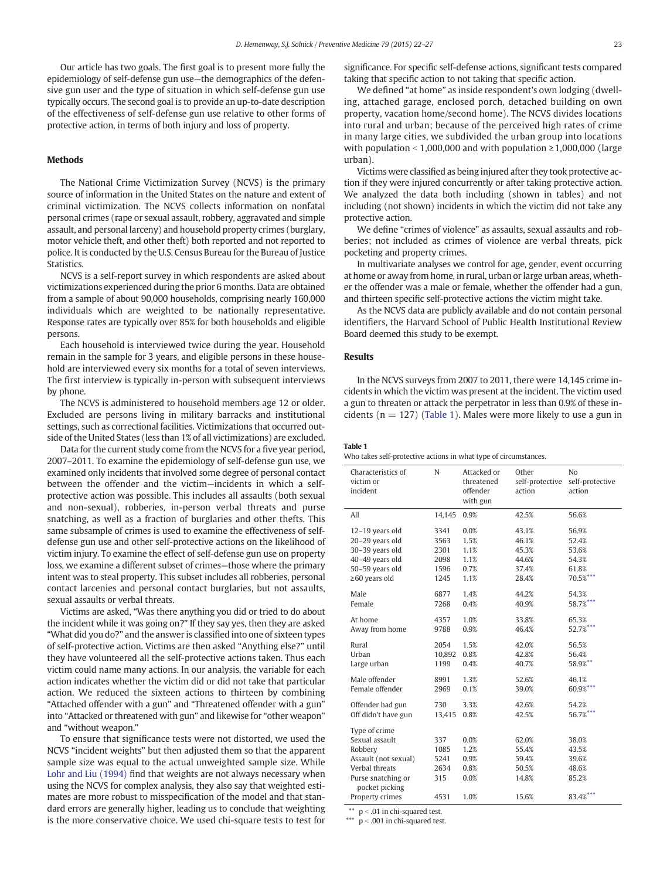Our article has two goals. The first goal is to present more fully the epidemiology of self-defense gun use—the demographics of the defensive gun user and the type of situation in which self-defense gun use typically occurs. The second goal is to provide an up-to-date description of the effectiveness of self-defense gun use relative to other forms of protective action, in terms of both injury and loss of property.

## Methods

The National Crime Victimization Survey (NCVS) is the primary source of information in the United States on the nature and extent of criminal victimization. The NCVS collects information on nonfatal personal crimes (rape or sexual assault, robbery, aggravated and simple assault, and personal larceny) and household property crimes (burglary, motor vehicle theft, and other theft) both reported and not reported to police. It is conducted by the U.S. Census Bureau for the Bureau of Justice Statistics.

NCVS is a self-report survey in which respondents are asked about victimizations experienced during the prior 6 months. Data are obtained from a sample of about 90,000 households, comprising nearly 160,000 individuals which are weighted to be nationally representative. Response rates are typically over 85% for both households and eligible persons.

Each household is interviewed twice during the year. Household remain in the sample for 3 years, and eligible persons in these household are interviewed every six months for a total of seven interviews. The first interview is typically in-person with subsequent interviews by phone.

The NCVS is administered to household members age 12 or older. Excluded are persons living in military barracks and institutional settings, such as correctional facilities. Victimizations that occurred outside of the United States (less than 1% of all victimizations) are excluded.

Data for the current study come from the NCVS for a five year period, 2007–2011. To examine the epidemiology of self-defense gun use, we examined only incidents that involved some degree of personal contact between the offender and the victim—incidents in which a self-protective action was possible. This includes all assaults (both sexual and non-sexual), robberies, in-person verbal threats and purse snatching, as well as a fraction of burglaries and other thefts. This same subsample of crimes is used to examine the effectiveness of self-defense gun use and other self-protective actions on the likelihood of victim injury. To examine the effect of self-defense gun use on property loss, we examine a different subset of crimes—those where the primary intent was to steal property. This subset includes all robberies, personal contact larcenies and personal contact burglaries, but not assaults, sexual assaults or verbal threats.

Victims are asked, "Was there anything you did or tried to do about the incident while it was going on?" If they say yes, then they are asked "What did you do?" and the answer is classified into one of sixteen types of self-protective action. Victims are then asked "Anything else?" until they have volunteered all the self-protective actions taken. Thus each victim could name many actions. In our analysis, the variable for each action indicates whether the victim did or did not take that particular action. We reduced the sixteen actions to thirteen by combining "Attached offender with a gun" and "Threatened offender with a gun" into "Attacked or threatened with gun" and likewise for "other weapon" and "without weapon."

To ensure that significance tests were not distorted, we used the NCVS "incident weights" but then adjusted them so that the apparent sample size was equal to the actual unweighted sample size. While Lohr and Liu (1994) find that weights are not always necessary when using the NCVS for complex analysis, they also say that weighted estimates are more robust to misspecification of the model and that standard errors are generally higher, leading us to conclude that weighting is the more conservative choice. We used chi-square tests to test for significance. For specific self-defense actions, significant tests compared taking that specific action to not taking that specific action.

We defined "at home" as inside respondent's own lodging (dwelling, attached garage, enclosed porch, detached building on own property, vacation home/second home). The NCVS divides locations into rural and urban; because of the perceived high rates of crime in many large cities, we subdivided the urban group into locations with population < 1,000,000 and with population ≥1,000,000 (large urban).

Victims were classified as being injured after they took protective action if they were injured concurrently or after taking protective action. We analyzed the data both including (shown in tables) and not including (not shown) incidents in which the victim did not take any protective action.

We define "crimes of violence" as assaults, sexual assaults and robberies; not included as crimes of violence are verbal threats, pick pocketing and property crimes.

In multivariate analyses we control for age, gender, event occurring at home or away from home, in rural, urban or large urban areas, whether the offender was a male or female, whether the offender had a gun, and thirteen specific self-protective actions the victim might take.

As the NCVS data are publicly available and do not contain personal identifiers, the Harvard School of Public Health Institutional Review Board deemed this study to be exempt.

## Results

In the NCVS surveys from 2007 to 2011, there were 14,145 crime incidents in which the victim was present at the incident. The victim used a gun to threaten or attack the perpetrator in less than 0.9% of these incidents (n = 127) (Table 1). Males were more likely to use a gun in

**Table 1**
Who takes self-protective actions in what type of circumstances.

| Characteristics of victim or incident | N | Attacked or threatened offender with gun | Other self-protective action | No self-protective action |
|---|---|---|---|---|
| All | 14,145 | 0.9% | 42.5% | 56.6% |
| 12–19 years old | 3341 | 0.0% | 43.1% | 56.9% |
| 20–29 years old | 3563 | 1.5% | 46.1% | 52.4% |
| 30–39 years old | 2301 | 1.1% | 45.3% | 53.6% |
| 40–49 years old | 2098 | 1.1% | 44.6% | 54.3% |
| 50–59 years old | 1596 | 0.7% | 37.4% | 61.8% |
| ≥60 years old | 1245 | 1.1% | 28.4% | 70.5%*** |
| Male | 6877 | 1.4% | 44.2% | 54.3% |
| Female | 7268 | 0.4% | 40.9% | 58.7%*** |
| At home | 4357 | 1.0% | 33.8% | 65.3% |
| Away from home | 9788 | 0.9% | 46.4% | 52.7%*** |
| Rural | 2054 | 1.5% | 42.0% | 56.5% |
| Urban | 10,892 | 0.8% | 42.8% | 56.4% |
| Large urban | 1199 | 0.4% | 40.7% | 58.9%** |
| Male offender | 8991 | 1.3% | 52.6% | 46.1% |
| Female offender | 2969 | 0.1% | 39.0% | 60.9%*** |
| Offender had gun | 730 | 3.3% | 42.6% | 54.2% |
| Off didn't have gun | 13,415 | 0.8% | 42.5% | 56.7%*** |
| Type of crime | | | | |
| Sexual assault | 337 | 0.0% | 62.0% | 38.0% |
| Robbery | 1085 | 1.2% | 55.4% | 43.5% |
| Assault (not sexual) | 5241 | 0.9% | 59.4% | 39.6% |
| Verbal threats | 2634 | 0.8% | 50.5% | 48.6% |
| Purse snatching or pocket picking | 315 | 0.0% | 14.8% | 85.2% |
| Property crimes | 4531 | 1.0% | 15.6% | 83.4%*** |

** $p < .01$ in chi-squared test.
*** $p < .001$ in chi-squared test.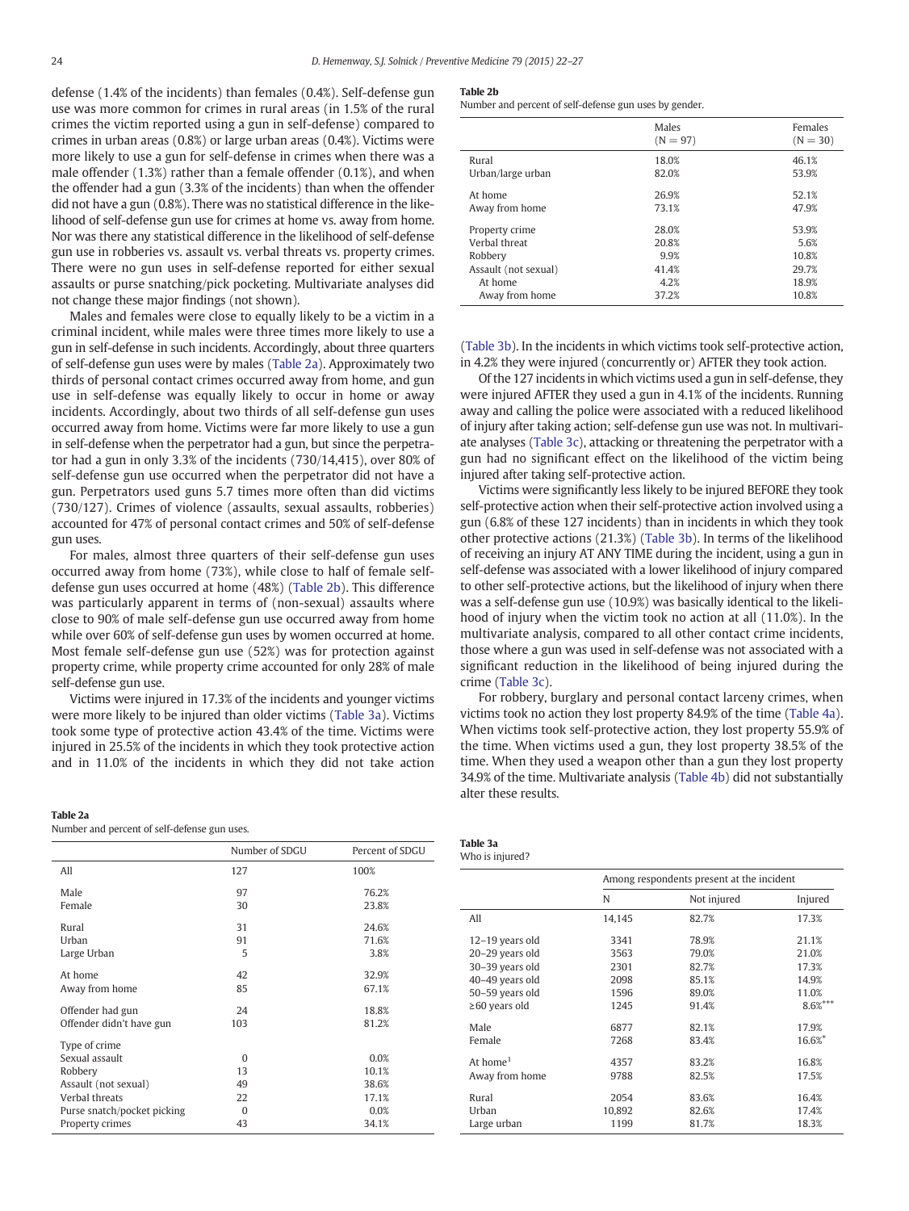defense (1.4% of the incidents) than females (0.4%). Self-defense gun use was more common for crimes in rural areas (in 1.5% of the rural crimes the victim reported using a gun in self-defense) compared to crimes in urban areas (0.8%) or large urban areas (0.4%). Victims were more likely to use a gun for self-defense in crimes when there was a male offender (1.3%) rather than a female offender (0.1%), and when the offender had a gun (3.3% of the incidents) than when the offender did not have a gun (0.8%). There was no statistical difference in the likelihood of self-defense gun use for crimes at home vs. away from home. Nor was there any statistical difference in the likelihood of self-defense gun use in robberies vs. assault vs. verbal threats vs. property crimes. There were no gun uses in self-defense reported for either sexual assaults or purse snatching/pick pocketing. Multivariate analyses did not change these major findings (not shown).

Males and females were close to equally likely to be a victim in a criminal incident, while males were three times more likely to use a gun in self-defense in such incidents. Accordingly, about three quarters of self-defense gun uses were by males (Table 2a). Approximately two thirds of personal contact crimes occurred away from home, and gun use in self-defense was equally likely to occur in home or away incidents. Accordingly, about two thirds of all self-defense gun uses occurred away from home. Victims were far more likely to use a gun in self-defense when the perpetrator had a gun, but since the perpetrator had a gun in only 3.3% of the incidents (730/14,415), over 80% of self-defense gun use occurred when the perpetrator did not have a gun. Perpetrators used guns 5.7 times more often than did victims (730/127). Crimes of violence (assaults, sexual assaults, robberies) accounted for 47% of personal contact crimes and 50% of self-defense gun uses.

For males, almost three quarters of their self-defense gun uses occurred away from home (73%), while close to half of female self-defense gun uses occurred at home (48%) (Table 2b). This difference was particularly apparent in terms of (non-sexual) assaults where close to 90% of male self-defense gun use occurred away from home while over 60% of self-defense gun uses by women occurred at home. Most female self-defense gun use (52%) was for protection against property crime, while property crime accounted for only 28% of male self-defense gun use.

Victims were injured in 17.3% of the incidents and younger victims were more likely to be injured than older victims (Table 3a). Victims took some type of protective action 43.4% of the time. Victims were injured in 25.5% of the incidents in which they took protective action and in 11.0% of the incidents in which they did not take action (Table 3b). In the incidents in which victims took self-protective action, in 4.2% they were injured (concurrently or) AFTER they took action.

Of the 127 incidents in which victims used a gun in self-defense, they were injured AFTER they used a gun in 4.1% of the incidents. Running away and calling the police were associated with a reduced likelihood of injury after taking action; self-defense gun use was not. In multivariate analyses (Table 3c), attacking or threatening the perpetrator with a gun had no significant effect on the likelihood of the victim being injured after taking self-protective action.

Victims were significantly less likely to be injured BEFORE they took self-protective action when their self-protective action involved using a gun (6.8% of these 127 incidents) than in incidents in which they took other protective actions (21.3%) (Table 3b). In terms of the likelihood of receiving an injury AT ANY TIME during the incident, using a gun in self-defense was associated with a lower likelihood of injury compared to other self-protective actions, but the likelihood of injury when there was a self-defense gun use (10.9%) was basically identical to the likelihood of injury when the victim took no action at all (11.0%). In the multivariate analysis, compared to all other contact crime incidents, those where a gun was used in self-defense was not associated with a significant reduction in the likelihood of being injured during the crime (Table 3c).

For robbery, burglary and personal contact larceny crimes, when victims took no action they lost property 84.9% of the time (Table 4a). When victims took self-protective action, they lost property 55.9% of the time. When victims used a gun, they lost property 38.5% of the time. When they used a weapon other than a gun they lost property 34.9% of the time. Multivariate analysis (Table 4b) did not substantially alter these results.

**Table 2a**
Number and percent of self-defense gun uses.

| | Number of SDGU | Percent of SDGU |
|---|---|---|
| All | 127 | 100% |
| Male | 97 | 76.2% |
| Female | 30 | 23.8% |
| Rural | 31 | 24.6% |
| Urban | 91 | 71.6% |
| Large Urban | 5 | 3.8% |
| At home | 42 | 32.9% |
| Away from home | 85 | 67.1% |
| Offender had gun | 24 | 18.8% |
| Offender didn't have gun | 103 | 81.2% |
| Type of crime | | |
| Sexual assault | 0 | 0.0% |
| Robbery | 13 | 10.1% |
| Assault (not sexual) | 49 | 38.6% |
| Verbal threats | 22 | 17.1% |
| Purse snatch/pocket picking | 0 | 0.0% |
| Property crimes | 43 | 34.1% |

**Table 2b**
Number and percent of self-defense gun uses by gender.

| | Males (N = 97) | Females (N = 30) |
|---|---|---|
| Rural | 18.0% | 46.1% |
| Urban/large urban | 82.0% | 53.9% |
| At home | 26.9% | 52.1% |
| Away from home | 73.1% | 47.9% |
| Property crime | 28.0% | 53.9% |
| Verbal threat | 20.8% | 5.6% |
| Robbery | 9.9% | 10.8% |
| Assault (not sexual) | 41.4% | 29.7% |
| At home | 4.2% | 18.9% |
| Away from home | 37.2% | 10.8% |

**Table 3a**
Who is injured?

| | Among respondents present at the incident | | |
|---|---|---|---|
| | N | Not injured | Injured |
| All | 14,145 | 82.7% | 17.3% |
| 12–19 years old | 3341 | 78.9% | 21.1% |
| 20–29 years old | 3563 | 79.0% | 21.0% |
| 30–39 years old | 2301 | 82.7% | 17.3% |
| 40–49 years old | 2098 | 85.1% | 14.9% |
| 50–59 years old | 1596 | 89.0% | 11.0% |
| ≥60 years old | 1245 | 91.4% | 8.6%*** |
| Male | 6877 | 82.1% | 17.9% |
| Female | 7268 | 83.4% | 16.6%* |
| At home[1] | 4357 | 83.2% | 16.8% |
| Away from home | 9788 | 82.5% | 17.5% |
| Rural | 2054 | 83.6% | 16.4% |
| Urban | 10,892 | 82.6% | 17.4% |
| Large urban | 1199 | 81.7% | 18.3% |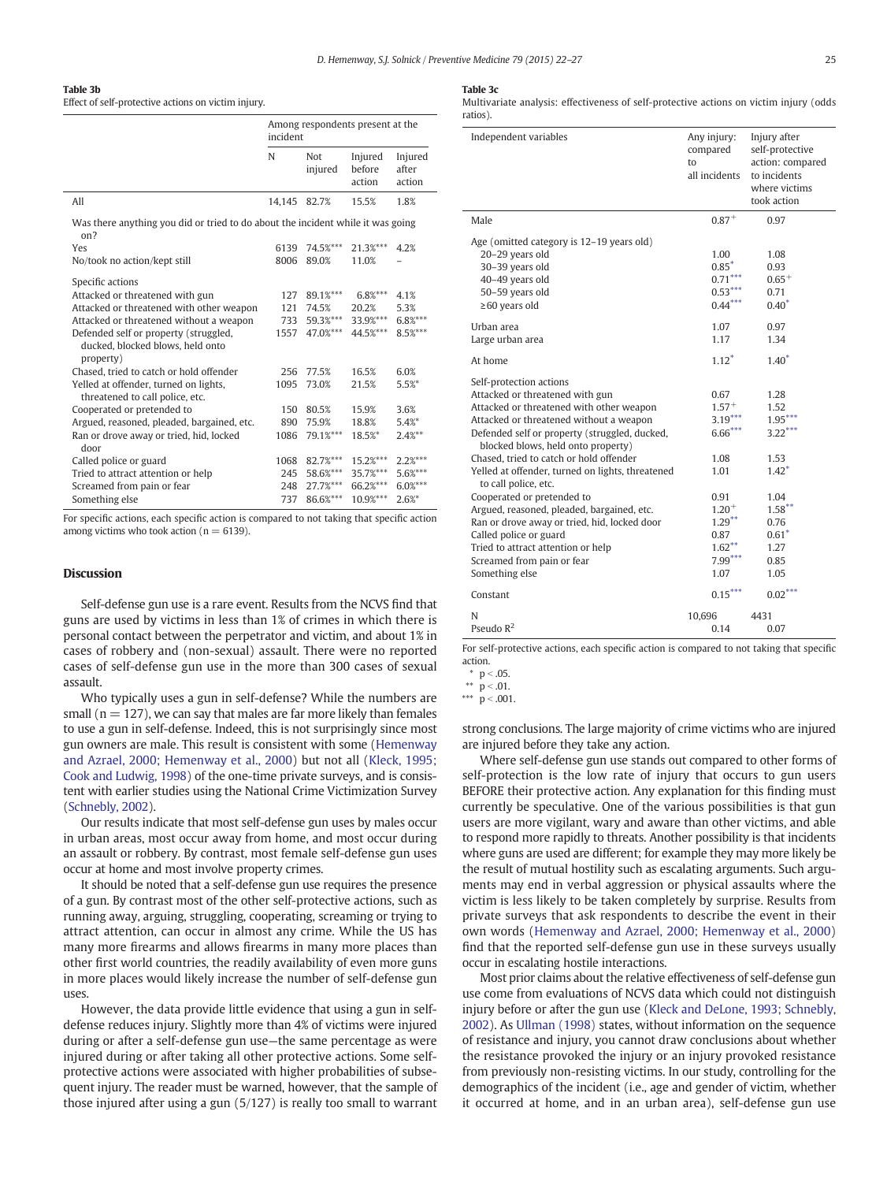**Table 3b**
Effect of self-protective actions on victim injury.

| | Among respondents present at the incident | | | |
|---|---|---|---|---|
| | N | Not injured | Injured before action | Injured after action |
| All | 14,145 | 82.7% | 15.5% | 1.8% |
| *Was there anything you did or tried to do about the incident while it was going on?* | | | | |
| Yes | 6139 | 74.5%*** | 21.3%*** | 4.2% |
| No/took no action/kept still | 8006 | 89.0% | 11.0% | – |
| *Specific actions* | | | | |
| Attacked or threatened with gun | 127 | 89.1%*** | 6.8%*** | 4.1% |
| Attacked or threatened with other weapon | 121 | 74.5% | 20.2% | 5.3% |
| Attacked or threatened without a weapon | 733 | 59.3%*** | 33.9%*** | 6.8%*** |
| Defended self or property (struggled, ducked, blocked blows, held onto property) | 1557 | 47.0%*** | 44.5%*** | 8.5%*** |
| Chased, tried to catch or hold offender | 256 | 77.5% | 16.5% | 6.0% |
| Yelled at offender, turned on lights, threatened to call police, etc. | 1095 | 73.0% | 21.5% | 5.5%* |
| Cooperated or pretended to | 150 | 80.5% | 15.9% | 3.6% |
| Argued, reasoned, pleaded, bargained, etc. | 890 | 75.9% | 18.8% | 5.4%* |
| Ran or drove away or tried, hid, locked door | 1086 | 79.1%*** | 18.5%* | 2.4%** |
| Called police or guard | 1068 | 82.7%*** | 15.2%*** | 2.2%*** |
| Tried to attract attention or help | 245 | 58.6%*** | 35.7%*** | 5.6%*** |
| Screamed from pain or fear | 248 | 27.7%*** | 66.2%*** | 6.0%*** |
| Something else | 737 | 86.6%*** | 10.9%*** | 2.6%* |

For specific actions, each specific action is compared to not taking that specific action among victims who took action (n = 6139).

**Table 3c**
Multivariate analysis: effectiveness of self-protective actions on victim injury (odds ratios).

| Independent variables | Any injury: compared to all incidents | Injury after self-protective action: compared to incidents where victims took action |
|---|---|---|
| Male | 0.87+ | 0.97 |
| Age (omitted category is 12–19 years old) | | |
| 20–29 years old | 1.00 | 1.08 |
| 30–39 years old | 0.85* | 0.93 |
| 40–49 years old | 0.71*** | 0.65+ |
| 50–59 years old | 0.53*** | 0.71 |
| ≥60 years old | 0.44*** | 0.40* |
| Urban area | 1.07 | 0.97 |
| Large urban area | 1.17 | 1.34 |
| At home | 1.12* | 1.40* |
| Self-protection actions | | |
| Attacked or threatened with gun | 0.67 | 1.28 |
| Attacked or threatened with other weapon | 1.57+ | 1.52 |
| Attacked or threatened without a weapon | 3.19*** | 1.95*** |
| Defended self or property (struggled, ducked, blocked blows, held onto property) | 6.66*** | 3.22*** |
| Chased, tried to catch or hold offender | 1.08 | 1.53 |
| Yelled at offender, turned on lights, threatened to call police, etc. | 1.01 | 1.42* |
| Cooperated or pretended to | 0.91 | 1.04 |
| Argued, reasoned, pleaded, bargained, etc. | 1.20+ | 1.58** |
| Ran or drove away or tried, hid, locked door | 1.29** | 0.76 |
| Called police or guard | 0.87 | 0.61* |
| Tried to attract attention or help | 1.62** | 1.27 |
| Screamed from pain or fear | 7.99*** | 0.85 |
| Something else | 1.07 | 1.05 |
| Constant | 0.15*** | 0.02*** |
| N | 10,696 | 4431 |
| Pseudo $R^2$ | 0.14 | 0.07 |

For self-protective actions, each specific action is compared to not taking that specific action.
\* p < .05.
\*\* p < .01.
\*\*\* p < .001.

## Discussion

Self-defense gun use is a rare event. Results from the NCVS find that guns are used by victims in less than 1% of crimes in which there is personal contact between the perpetrator and victim, and about 1% in cases of robbery and (non-sexual) assault. There were no reported cases of self-defense gun use in the more than 300 cases of sexual assault.

Who typically uses a gun in self-defense? While the numbers are small (n = 127), we can say that males are far more likely than females to use a gun in self-defense. Indeed, this is not surprisingly since most gun owners are male. This result is consistent with some (Hemenway and Azrael, 2000; Hemenway et al., 2000) but not all (Kleck, 1995; Cook and Ludwig, 1998) of the one-time private surveys, and is consistent with earlier studies using the National Crime Victimization Survey (Schnebly, 2002).

Our results indicate that most self-defense gun uses by males occur in urban areas, most occur away from home, and most occur during an assault or robbery. By contrast, most female self-defense gun uses occur at home and most involve property crimes.

It should be noted that a self-defense gun use requires the presence of a gun. By contrast most of the other self-protective actions, such as running away, arguing, struggling, cooperating, screaming or trying to attract attention, can occur in almost any crime. While the US has many more firearms and allows firearms in many more places than other first world countries, the readily availability of even more guns in more places would likely increase the number of self-defense gun uses.

However, the data provide little evidence that using a gun in self-defense reduces injury. Slightly more than 4% of victims were injured during or after a self-defense gun use—the same percentage as were injured during or after taking all other protective actions. Some self-protective actions were associated with higher probabilities of subsequent injury. The reader must be warned, however, that the sample of those injured after using a gun (5/127) is really too small to warrant strong conclusions. The large majority of crime victims who are injured are injured before they take any action.

Where self-defense gun use stands out compared to other forms of self-protection is the low rate of injury that occurs to gun users BEFORE their protective action. Any explanation for this finding must currently be speculative. One of the various possibilities is that gun users are more vigilant, wary and aware than other victims, and able to respond more rapidly to threats. Another possibility is that incidents where guns are used are different; for example they may more likely be the result of mutual hostility such as escalating arguments. Such arguments may end in verbal aggression or physical assaults where the victim is less likely to be taken completely by surprise. Results from private surveys that ask respondents to describe the event in their own words (Hemenway and Azrael, 2000; Hemenway et al., 2000) find that the reported self-defense gun use in these surveys usually occur in escalating hostile interactions.

Most prior claims about the relative effectiveness of self-defense gun use come from evaluations of NCVS data which could not distinguish injury before or after the gun use (Kleck and DeLone, 1993; Schnebly, 2002). As Ullman (1998) states, without information on the sequence of resistance and injury, you cannot draw conclusions about whether the resistance provoked the injury or an injury provoked resistance from previously non-resisting victims. In our study, controlling for the demographics of the incident (i.e., age and gender of victim, whether it occurred at home, and in an urban area), self-defense gun use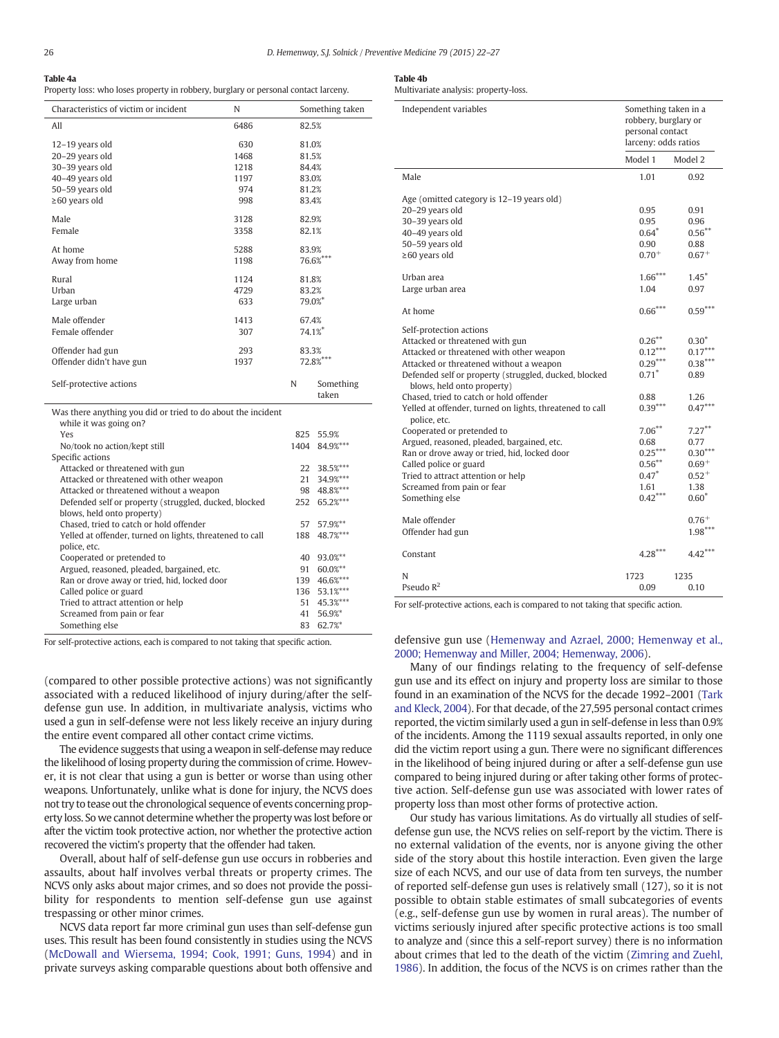**Table 4a**
Property loss: who loses property in robbery, burglary or personal contact larceny.

| Characteristics of victim or incident | N | Something taken |
|---|---|---|
| All | 6486 | 82.5% |
| 12–19 years old | 630 | 81.0% |
| 20–29 years old | 1468 | 81.5% |
| 30–39 years old | 1218 | 84.4% |
| 40–49 years old | 1197 | 83.0% |
| 50–59 years old | 974 | 81.2% |
| ≥60 years old | 998 | 83.4% |
| Male | 3128 | 82.9% |
| Female | 3358 | 82.1% |
| At home | 5288 | 83.9% |
| Away from home | 1198 | 76.6%*** |
| Rural | 1124 | 81.8% |
| Urban | 4729 | 83.2% |
| Large urban | 633 | 79.0%* |
| Male offender | 1413 | 67.4% |
| Female offender | 307 | 74.1%* |
| Offender had gun | 293 | 83.3% |
| Offender didn't have gun | 1937 | 72.8%*** |

| Self-protective actions | N | Something taken |
|---|---|---|
| Was there anything you did or tried to do about the incident while it was going on? | | |
| Yes | 825 | 55.9% |
| No/took no action/kept still | 1404 | 84.9%*** |
| Specific actions | | |
| Attacked or threatened with gun | 22 | 38.5%*** |
| Attacked or threatened with other weapon | 21 | 34.9%*** |
| Attacked or threatened without a weapon | 98 | 48.8%*** |
| Defended self or property (struggled, ducked, blocked blows, held onto property) | 252 | 65.2%*** |
| Chased, tried to catch or hold offender | 57 | 57.9%** |
| Yelled at offender, turned on lights, threatened to call police, etc. | 188 | 48.7%*** |
| Cooperated or pretended to | 40 | 93.0%** |
| Argued, reasoned, pleaded, bargained, etc. | 91 | 60.0%** |
| Ran or drove away or tried, hid, locked door | 139 | 46.6%*** |
| Called police or guard | 136 | 53.1%*** |
| Tried to attract attention or help | 51 | 45.3%*** |
| Screamed from pain or fear | 41 | 56.9%* |
| Something else | 83 | 62.7%* |

For self-protective actions, each is compared to not taking that specific action.

**Table 4b**
Multivariate analysis: property-loss.

| Independent variables | Something taken in a robbery, burglary or personal contact larceny: odds ratios | |
|---|---|---|
| | Model 1 | Model 2 |
| Male | 1.01 | 0.92 |
| Age (omitted category is 12–19 years old) | | |
| 20–29 years old | 0.95 | 0.91 |
| 30–39 years old | 0.95 | 0.96 |
| 40–49 years old | 0.64* | 0.56** |
| 50–59 years old | 0.90 | 0.88 |
| ≥60 years old | 0.70+ | 0.67+ |
| Urban area | 1.66*** | 1.45* |
| Large urban area | 1.04 | 0.97 |
| At home | 0.66*** | 0.59*** |
| Self-protection actions | | |
| Attacked or threatened with gun | 0.26** | 0.30* |
| Attacked or threatened with other weapon | 0.12*** | 0.17*** |
| Attacked or threatened without a weapon | 0.29*** | 0.38*** |
| Defended self or property (struggled, ducked, blocked blows, held onto property) | 0.71* | 0.89 |
| Chased, tried to catch or hold offender | 0.88 | 1.26 |
| Yelled at offender, turned on lights, threatened to call police, etc. | 0.39*** | 0.47*** |
| Cooperated or pretended to | 7.06** | 7.27** |
| Argued, reasoned, pleaded, bargained, etc. | 0.68 | 0.77 |
| Ran or drove away or tried, hid, locked door | 0.25*** | 0.30*** |
| Called police or guard | 0.56** | 0.69+ |
| Tried to attract attention or help | 0.47* | 0.52+ |
| Screamed from pain or fear | 1.61 | 1.38 |
| Something else | 0.42*** | 0.60* |
| Male offender | | 0.76+ |
| Offender had gun | | 1.98*** |
| Constant | 4.28*** | 4.42*** |
| N | 1723 | 1235 |
| Pseudo $R^2$ | 0.09 | 0.10 |

For self-protective actions, each is compared to not taking that specific action.

(compared to other possible protective actions) was not significantly associated with a reduced likelihood of injury during/after the self-defense gun use. In addition, in multivariate analysis, victims who used a gun in self-defense were not less likely receive an injury during the entire event compared all other contact crime victims.

The evidence suggests that using a weapon in self-defense may reduce the likelihood of losing property during the commission of crime. However, it is not clear that using a gun is better or worse than using other weapons. Unfortunately, unlike what is done for injury, the NCVS does not try to tease out the chronological sequence of events concerning property loss. So we cannot determine whether the property was lost before or after the victim took protective action, nor whether the protective action recovered the victim's property that the offender had taken.

Overall, about half of self-defense gun use occurs in robberies and assaults, about half involves verbal threats or property crimes. The NCVS only asks about major crimes, and so does not provide the possibility for respondents to mention self-defense gun use against trespassing or other minor crimes.

NCVS data report far more criminal gun uses than self-defense gun uses. This result has been found consistently in studies using the NCVS (McDowall and Wiersema, 1994; Cook, 1991; Guns, 1994) and in private surveys asking comparable questions about both offensive and defensive gun use (Hemenway and Azrael, 2000; Hemenway et al., 2000; Hemenway and Miller, 2004; Hemenway, 2006).

Many of our findings relating to the frequency of self-defense gun use and its effect on injury and property loss are similar to those found in an examination of the NCVS for the decade 1992–2001 (Tark and Kleck, 2004). For that decade, of the 27,595 personal contact crimes reported, the victim similarly used a gun in self-defense in less than 0.9% of the incidents. Among the 1119 sexual assaults reported, in only one did the victim report using a gun. There were no significant differences in the likelihood of being injured during or after a self-defense gun use compared to being injured during or after taking other forms of protective action. Self-defense gun use was associated with lower rates of property loss than most other forms of protective action.

Our study has various limitations. As do virtually all studies of self-defense gun use, the NCVS relies on self-report by the victim. There is no external validation of the events, nor is anyone giving the other side of the story about this hostile interaction. Even given the large size of each NCVS, and our use of data from ten surveys, the number of reported self-defense gun uses is relatively small (127), so it is not possible to obtain stable estimates of small subcategories of events (e.g., self-defense gun use by women in rural areas). The number of victims seriously injured after specific protective actions is too small to analyze and (since this a self-report survey) there is no information about crimes that led to the death of the victim (Zimring and Zuehl, 1986). In addition, the focus of the NCVS is on crimes rather than the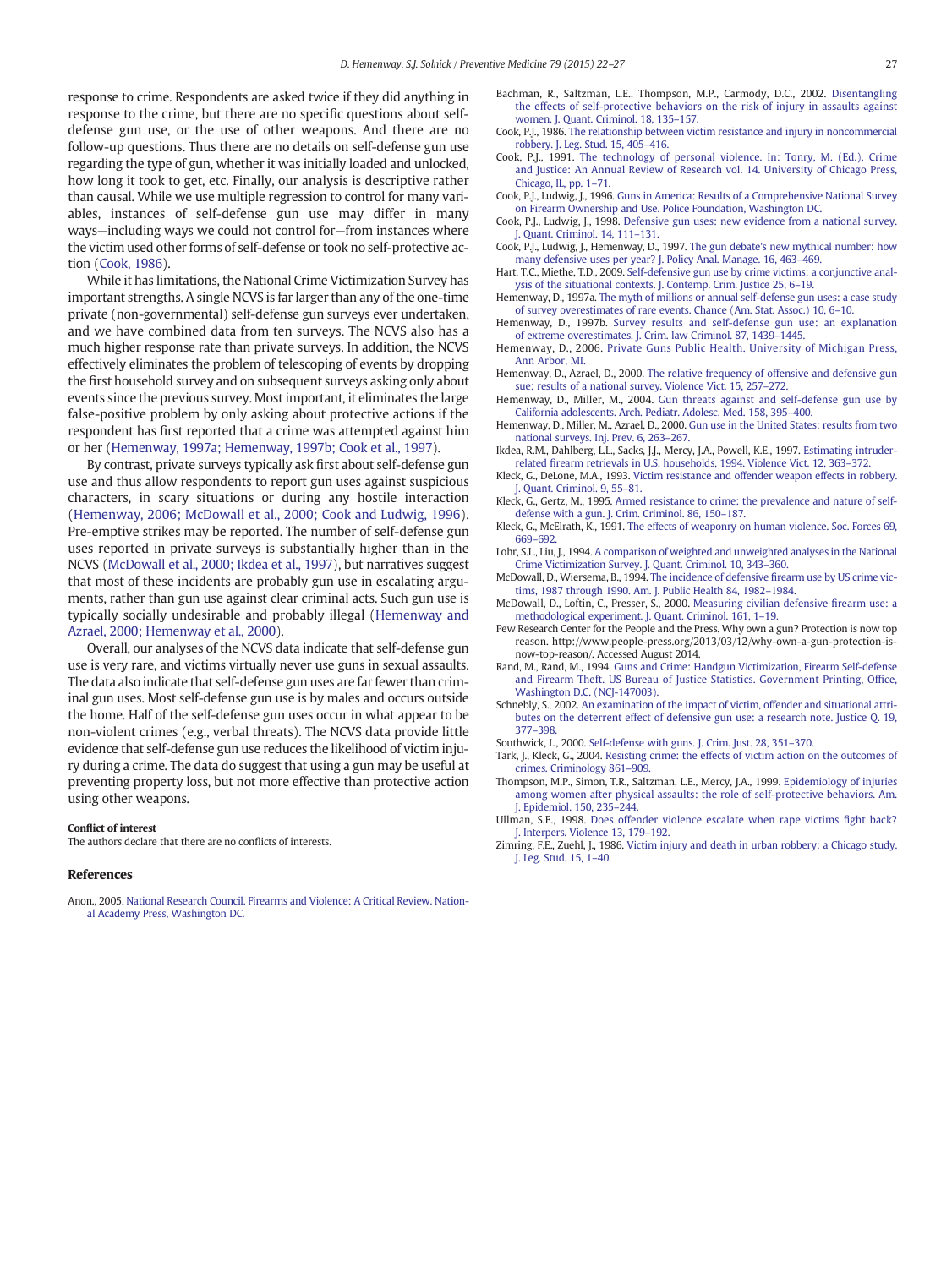response to crime. Respondents are asked twice if they did anything in response to the crime, but there are no specific questions about self-defense gun use, or the use of other weapons. And there are no follow-up questions. Thus there are no details on self-defense gun use regarding the type of gun, whether it was initially loaded and unlocked, how long it took to get, etc. Finally, our analysis is descriptive rather than causal. While we use multiple regression to control for many variables, instances of self-defense gun use may differ in many ways—including ways we could not control for—from instances where the victim used other forms of self-defense or took no self-protective action (Cook, 1986).

While it has limitations, the National Crime Victimization Survey has important strengths. A single NCVS is far larger than any of the one-time private (non-governmental) self-defense gun surveys ever undertaken, and we have combined data from ten surveys. The NCVS also has a much higher response rate than private surveys. In addition, the NCVS effectively eliminates the problem of telescoping of events by dropping the first household survey and on subsequent surveys asking only about events since the previous survey. Most important, it eliminates the large false-positive problem by only asking about protective actions if the respondent has first reported that a crime was attempted against him or her (Hemenway, 1997a; Hemenway, 1997b; Cook et al., 1997).

By contrast, private surveys typically ask first about self-defense gun use and thus allow respondents to report gun uses against suspicious characters, in scary situations or during any hostile interaction (Hemenway, 2006; McDowall et al., 2000; Cook and Ludwig, 1996). Pre-emptive strikes may be reported. The number of self-defense gun uses reported in private surveys is substantially higher than in the NCVS (McDowall et al., 2000; Ikdea et al., 1997), but narratives suggest that most of these incidents are probably gun use in escalating arguments, rather than gun use against clear criminal acts. Such gun use is typically socially undesirable and probably illegal (Hemenway and Azrael, 2000; Hemenway et al., 2000).

Overall, our analyses of the NCVS data indicate that self-defense gun use is very rare, and victims virtually never use guns in sexual assaults. The data also indicate that self-defense gun uses are far fewer than criminal gun uses. Most self-defense gun use is by males and occurs outside the home. Half of the self-defense gun uses occur in what appear to be non-violent crimes (e.g., verbal threats). The NCVS data provide little evidence that self-defense gun use reduces the likelihood of victim injury during a crime. The data do suggest that using a gun may be useful at preventing property loss, but not more effective than protective action using other weapons.

#### Conflict of interest

The authors declare that there are no conflicts of interests.

## References

Anon., 2005. National Research Council. Firearms and Violence: A Critical Review. National Academy Press, Washington DC.

Bachman, R., Saltzman, L.E., Thompson, M.P., Carmody, D.C., 2002. Disentangling the effects of self-protective behaviors on the risk of injury in assaults against women. J. Quant. Criminol. 18, 135–157.

Cook, P.J., 1986. The relationship between victim resistance and injury in noncommercial robbery. J. Leg. Stud. 15, 405–416.

Cook, P.J., 1991. The technology of personal violence. In: Tonry, M. (Ed.), Crime and Justice: An Annual Review of Research vol. 14. University of Chicago Press, Chicago, IL, pp. 1–71.

Cook, P.J., Ludwig, J., 1996. Guns in America: Results of a Comprehensive National Survey on Firearm Ownership and Use. Police Foundation, Washington DC.

Cook, P.J., Ludwig, J., 1998. Defensive gun uses: new evidence from a national survey. J. Quant. Criminol. 14, 111–131.

Cook, P.J., Ludwig, J., Hemenway, D., 1997. The gun debate's new mythical number: how many defensive uses per year? J. Policy Anal. Manage. 16, 463–469.

Hart, T.C., Miethe, T.D., 2009. Self-defensive gun use by crime victims: a conjunctive analysis of the situational contexts. J. Contemp. Crim. Justice 25, 6–19.

Hemenway, D., 1997a. The myth of millions of annual self-defense gun uses: a case study of survey overestimates of rare events. Chance (Am. Stat. Assoc.) 10, 6–10.

Hemenway, D., 1997b. Survey results and self-defense gun use: an explanation of extreme overestimates. J. Crim. law Criminol. 87, 1439–1445.

Hemenway, D., 2006. Private Guns Public Health. University of Michigan Press, Ann Arbor, MI.

Hemenway, D., Azrael, D., 2000. The relative frequency of offensive and defensive gun sue: results of a national survey. Violence Vict. 15, 257–272.

Hemenway, D., Miller, M., 2004. Gun threats against and self-defense gun use by California adolescents. Arch. Pediatr. Adolesc. Med. 158, 395–400.

Hemenway, D., Miller, M., Azrael, D., 2000. Gun use in the United States: results from two national surveys. Inj. Prev. 6, 263–267.

Ikdea, R.M., Dahlberg, L.L., Sacks, J.J., Mercy, J.A., Powell, K.E., 1997. Estimating intruder-related firearm retrievals in U.S. households, 1994. Violence Vict. 12, 363–372.

Kleck, G., DeLone, M.A., 1993. Victim resistance and offender weapon effects in robbery. J. Quant. Criminol. 9, 55–81.

Kleck, G., Gertz, M., 1995. Armed resistance to crime: the prevalence and nature of self-defense with a gun. J. Crim. Criminol. 86, 150–187.

Kleck, G., McElrath, K., 1991. The effects of weaponry on human violence. Soc. Forces 69, 669–692.

Lohr, S.L., Liu, J., 1994. A comparison of weighted and unweighted analyses in the National Crime Victimization Survey. J. Quant. Criminol. 10, 343–360.

McDowall, D., Wiersema, B., 1994. The incidence of defensive firearm use by US crime victims, 1987 through 1990. Am. J. Public Health 84, 1982–1984.

McDowall, D., Loftin, C., Presser, S., 2000. Measuring civilian defensive firearm use: a methodological experiment. J. Quant. Criminol. 161, 1–19.

Pew Research Center for the People and the Press. Why own a gun? Protection is now top reason. http://www.people-press.org/2013/03/12/why-own-a-gun-protection-is-now-top-reason/. Accessed August 2014.

Rand, M., Rand, M., 1994. Guns and Crime: Handgun Victimization, Firearm Self-defense and Firearm Theft. US Bureau of Justice Statistics. Government Printing, Office, Washington D.C. (NCJ-147003).

Schnebly, S., 2002. An examination of the impact of victim, offender and situational attributes on the deterrent effect of defensive gun use: a research note. Justice Q. 19, 377–398.

Southwick, L., 2000. Self-defense with guns. J. Crim. Just. 28, 351–370.

Tark, J., Kleck, G., 2004. Resisting crime: the effects of victim action on the outcomes of crimes. Criminology 861–909.

Thompson, M.P., Simon, T.R., Saltzman, L.E., Mercy, J.A., 1999. Epidemiology of injuries among women after physical assaults: the role of self-protective behaviors. Am. J. Epidemiol. 150, 235–244.

Ullman, S.E., 1998. Does offender violence escalate when rape victims fight back? J. Interpers. Violence 13, 179–192.

Zimring, F.E., Zuehl, J., 1986. Victim injury and death in urban robbery: a Chicago study. J. Leg. Stud. 15, 1–40.